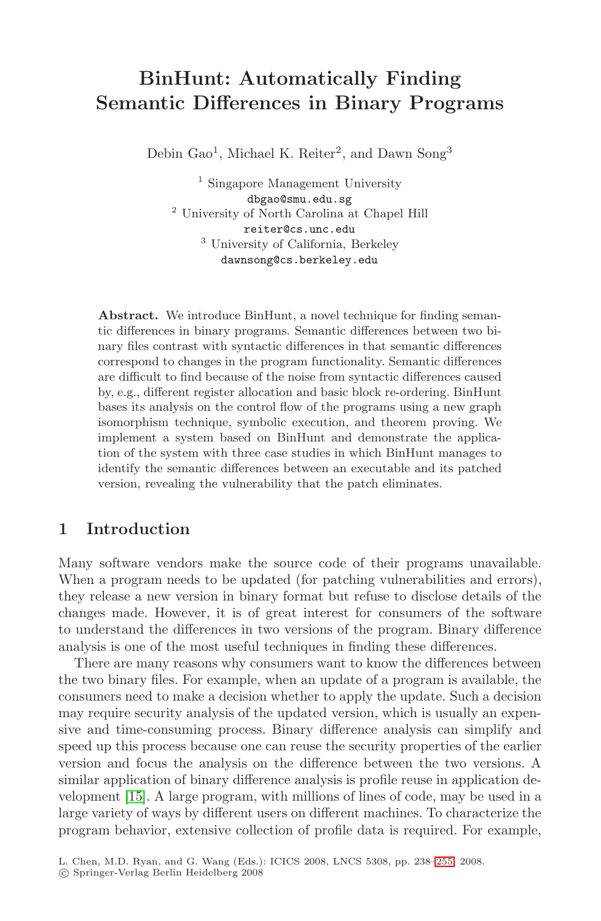# BinHunt: Automatically Finding Semantic Differences in Binary Programs

Debin Gao[1], Michael K. Reiter[2], and Dawn Song[3]

[1] Singapore Management University  
dbgao@smu.edu.sg  
[2] University of North Carolina at Chapel Hill  
reiter@cs.unc.edu  
[3] University of California, Berkeley  
dawnsong@cs.berkeley.edu

**Abstract.** We introduce BinHunt, a novel technique for finding semantic differences in binary programs. Semantic differences between two binary files contrast with syntactic differences in that semantic differences correspond to changes in the program functionality. Semantic differences are difficult to find because of the noise from syntactic differences caused by, e.g., different register allocation and basic block re-ordering. BinHunt bases its analysis on the control flow of the programs using a new graph isomorphism technique, symbolic execution, and theorem proving. We implement a system based on BinHunt and demonstrate the application of the system with three case studies in which BinHunt manages to identify the semantic differences between an executable and its patched version, revealing the vulnerability that the patch eliminates.

## 1 Introduction

Many software vendors make the source code of their programs unavailable. When a program needs to be updated (for patching vulnerabilities and errors), they release a new version in binary format but refuse to disclose details of the changes made. However, it is of great interest for consumers of the software to understand the differences in two versions of the program. Binary difference analysis is one of the most useful techniques in finding these differences.

There are many reasons why consumers want to know the differences between the two binary files. For example, when an update of a program is available, the consumers need to make a decision whether to apply the update. Such a decision may require security analysis of the updated version, which is usually an expensive and time-consuming process. Binary difference analysis can simplify and speed up this process because one can reuse the security properties of the earlier version and focus the analysis on the difference between the two versions. A similar application of binary difference analysis is profile reuse in application development [15]. A large program, with millions of lines of code, may be used in a large variety of ways by different users on different machines. To characterize the program behavior, extensive collection of profile data is required. For example,

L. Chen, M.D. Ryan, and G. Wang (Eds.): ICICS 2008, LNCS 5308, pp. 238–255, 2008.  
© Springer-Verlag Berlin Heidelberg 2008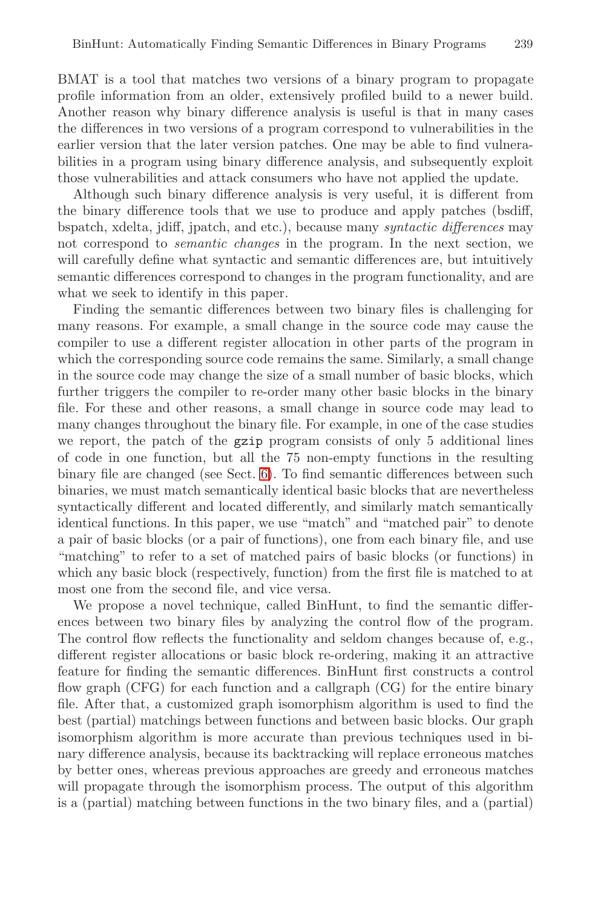BMAT is a tool that matches two versions of a binary program to propagate profile information from an older, extensively profiled build to a newer build. Another reason why binary difference analysis is useful is that in many cases the differences in two versions of a program correspond to vulnerabilities in the earlier version that the later version patches. One may be able to find vulnerabilities in a program using binary difference analysis, and subsequently exploit those vulnerabilities and attack consumers who have not applied the update.

Although such binary difference analysis is very useful, it is different from the binary difference tools that we use to produce and apply patches (bsdiff, bspatch, xdelta, jdiff, jpatch, and etc.), because many *syntactic differences* may not correspond to *semantic changes* in the program. In the next section, we will carefully define what syntactic and semantic differences are, but intuitively semantic differences correspond to changes in the program functionality, and are what we seek to identify in this paper.

Finding the semantic differences between two binary files is challenging for many reasons. For example, a small change in the source code may cause the compiler to use a different register allocation in other parts of the program in which the corresponding source code remains the same. Similarly, a small change in the source code may change the size of a small number of basic blocks, which further triggers the compiler to re-order many other basic blocks in the binary file. For these and other reasons, a small change in source code may lead to many changes throughout the binary file. For example, in one of the case studies we report, the patch of the `gzip` program consists of only 5 additional lines of code in one function, but all the 75 non-empty functions in the resulting binary file are changed (see Sect. 6). To find semantic differences between such binaries, we must match semantically identical basic blocks that are nevertheless syntactically different and located differently, and similarly match semantically identical functions. In this paper, we use "match" and "matched pair" to denote a pair of basic blocks (or a pair of functions), one from each binary file, and use "matching" to refer to a set of matched pairs of basic blocks (or functions) in which any basic block (respectively, function) from the first file is matched to at most one from the second file, and vice versa.

We propose a novel technique, called BinHunt, to find the semantic differences between two binary files by analyzing the control flow of the program. The control flow reflects the functionality and seldom changes because of, e.g., different register allocations or basic block re-ordering, making it an attractive feature for finding the semantic differences. BinHunt first constructs a control flow graph (CFG) for each function and a callgraph (CG) for the entire binary file. After that, a customized graph isomorphism algorithm is used to find the best (partial) matchings between functions and between basic blocks. Our graph isomorphism algorithm is more accurate than previous techniques used in binary difference analysis, because its backtracking will replace erroneous matches by better ones, whereas previous approaches are greedy and erroneous matches will propagate through the isomorphism process. The output of this algorithm is a (partial) matching between functions in the two binary files, and a (partial)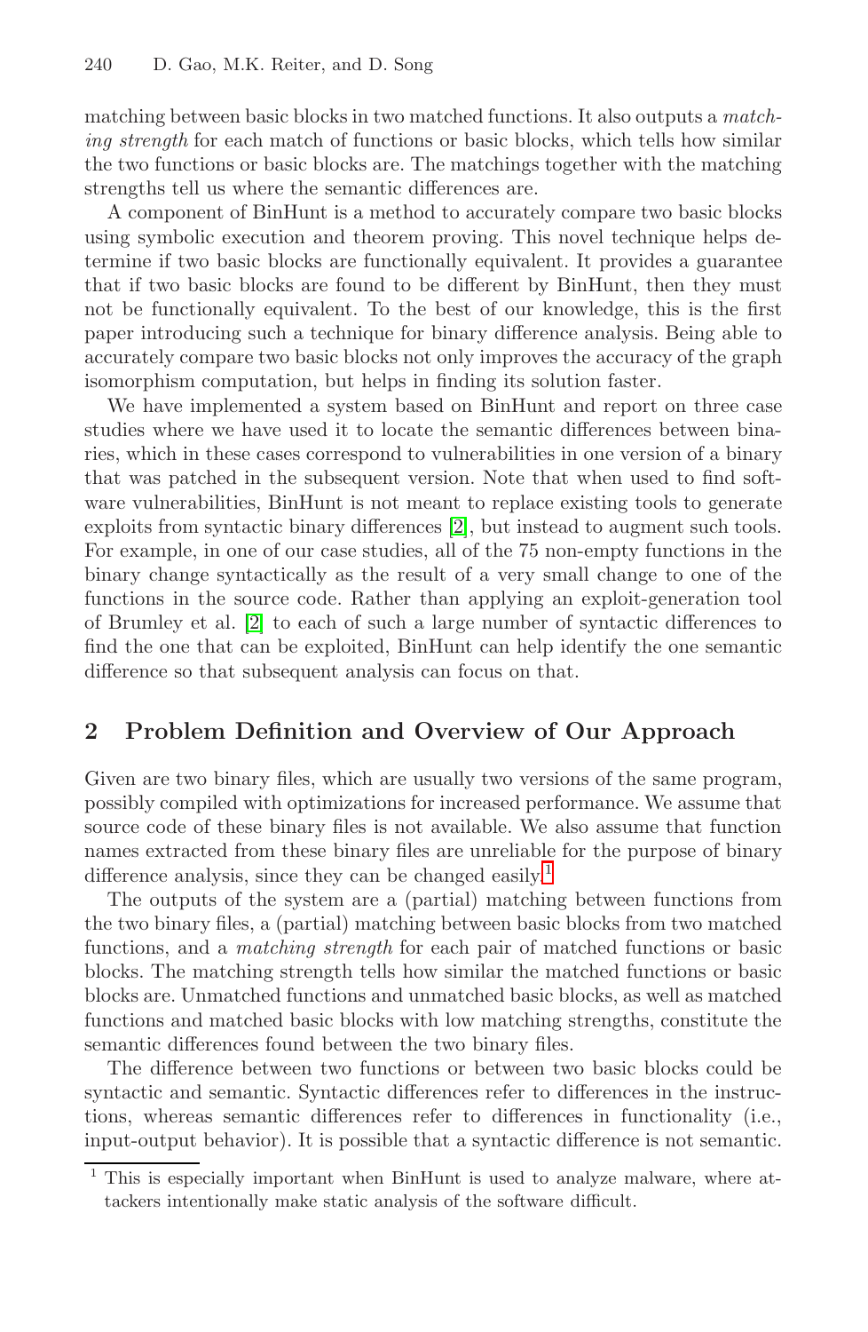matching between basic blocks in two matched functions. It also outputs a *matching strength* for each match of functions or basic blocks, which tells how similar the two functions or basic blocks are. The matchings together with the matching strengths tell us where the semantic differences are.

A component of BinHunt is a method to accurately compare two basic blocks using symbolic execution and theorem proving. This novel technique helps determine if two basic blocks are functionally equivalent. It provides a guarantee that if two basic blocks are found to be different by BinHunt, then they must not be functionally equivalent. To the best of our knowledge, this is the first paper introducing such a technique for binary difference analysis. Being able to accurately compare two basic blocks not only improves the accuracy of the graph isomorphism computation, but helps in finding its solution faster.

We have implemented a system based on BinHunt and report on three case studies where we have used it to locate the semantic differences between binaries, which in these cases correspond to vulnerabilities in one version of a binary that was patched in the subsequent version. Note that when used to find software vulnerabilities, BinHunt is not meant to replace existing tools to generate exploits from syntactic binary differences [2], but instead to augment such tools. For example, in one of our case studies, all of the 75 non-empty functions in the binary change syntactically as the result of a very small change to one of the functions in the source code. Rather than applying an exploit-generation tool of Brumley et al. [2] to each of such a large number of syntactic differences to find the one that can be exploited, BinHunt can help identify the one semantic difference so that subsequent analysis can focus on that.

## 2 Problem Definition and Overview of Our Approach

Given are two binary files, which are usually two versions of the same program, possibly compiled with optimizations for increased performance. We assume that source code of these binary files is not available. We also assume that function names extracted from these binary files are unreliable for the purpose of binary difference analysis, since they can be changed easily.[1]

The outputs of the system are a (partial) matching between functions from the two binary files, a (partial) matching between basic blocks from two matched functions, and a *matching strength* for each pair of matched functions or basic blocks. The matching strength tells how similar the matched functions or basic blocks are. Unmatched functions and unmatched basic blocks, as well as matched functions and matched basic blocks with low matching strengths, constitute the semantic differences found between the two binary files.

The difference between two functions or between two basic blocks could be syntactic and semantic. Syntactic differences refer to differences in the instructions, whereas semantic differences refer to differences in functionality (i.e., input-output behavior). It is possible that a syntactic difference is not semantic.

[1] This is especially important when BinHunt is used to analyze malware, where attackers intentionally make static analysis of the software difficult.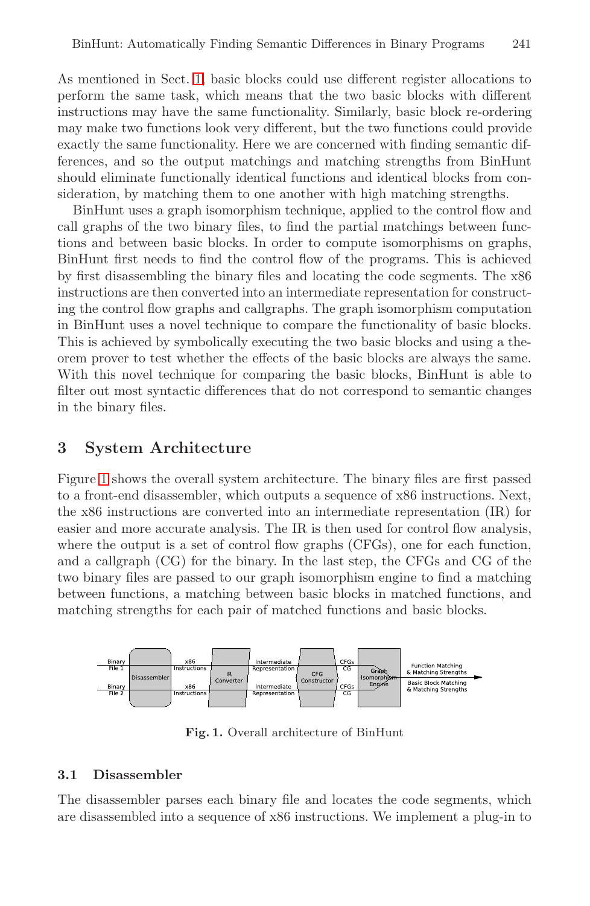As mentioned in Sect. 1, basic blocks could use different register allocations to perform the same task, which means that the two basic blocks with different instructions may have the same functionality. Similarly, basic block re-ordering may make two functions look very different, but the two functions could provide exactly the same functionality. Here we are concerned with finding semantic differences, and so the output matchings and matching strengths from BinHunt should eliminate functionally identical functions and identical blocks from consideration, by matching them to one another with high matching strengths.

BinHunt uses a graph isomorphism technique, applied to the control flow and call graphs of the two binary files, to find the partial matchings between functions and between basic blocks. In order to compute isomorphisms on graphs, BinHunt first needs to find the control flow of the programs. This is achieved by first disassembling the binary files and locating the code segments. The x86 instructions are then converted into an intermediate representation for constructing the control flow graphs and callgraphs. The graph isomorphism computation in BinHunt uses a novel technique to compare the functionality of basic blocks. This is achieved by symbolically executing the two basic blocks and using a theorem prover to test whether the effects of the basic blocks are always the same. With this novel technique for comparing the basic blocks, BinHunt is able to filter out most syntactic differences that do not correspond to semantic changes in the binary files.

## 3 System Architecture

Figure 1 shows the overall system architecture. The binary files are first passed to a front-end disassembler, which outputs a sequence of x86 instructions. Next, the x86 instructions are converted into an intermediate representation (IR) for easier and more accurate analysis. The IR is then used for control flow analysis, where the output is a set of control flow graphs (CFGs), one for each function, and a callgraph (CG) for the binary. In the last step, the CFGs and CG of the two binary files are passed to our graph isomorphism engine to find a matching between functions, a matching between basic blocks in matched functions, and matching strengths for each pair of matched functions and basic blocks.

Binary File 1
Binary File 2
Disassembler
x86 Instructions
x86 Instructions
IR Converter
Intermediate Representation
Intermediate Representation
CFG Constructor
CFGs CG
CFGs CG
Graph Isomorphism Engine
Function Matching & Matching Strengths
Basic Block Matching & Matching Strengths

**Fig. 1.** Overall architecture of BinHunt

### 3.1 Disassembler

The disassembler parses each binary file and locates the code segments, which are disassembled into a sequence of x86 instructions. We implement a plug-in to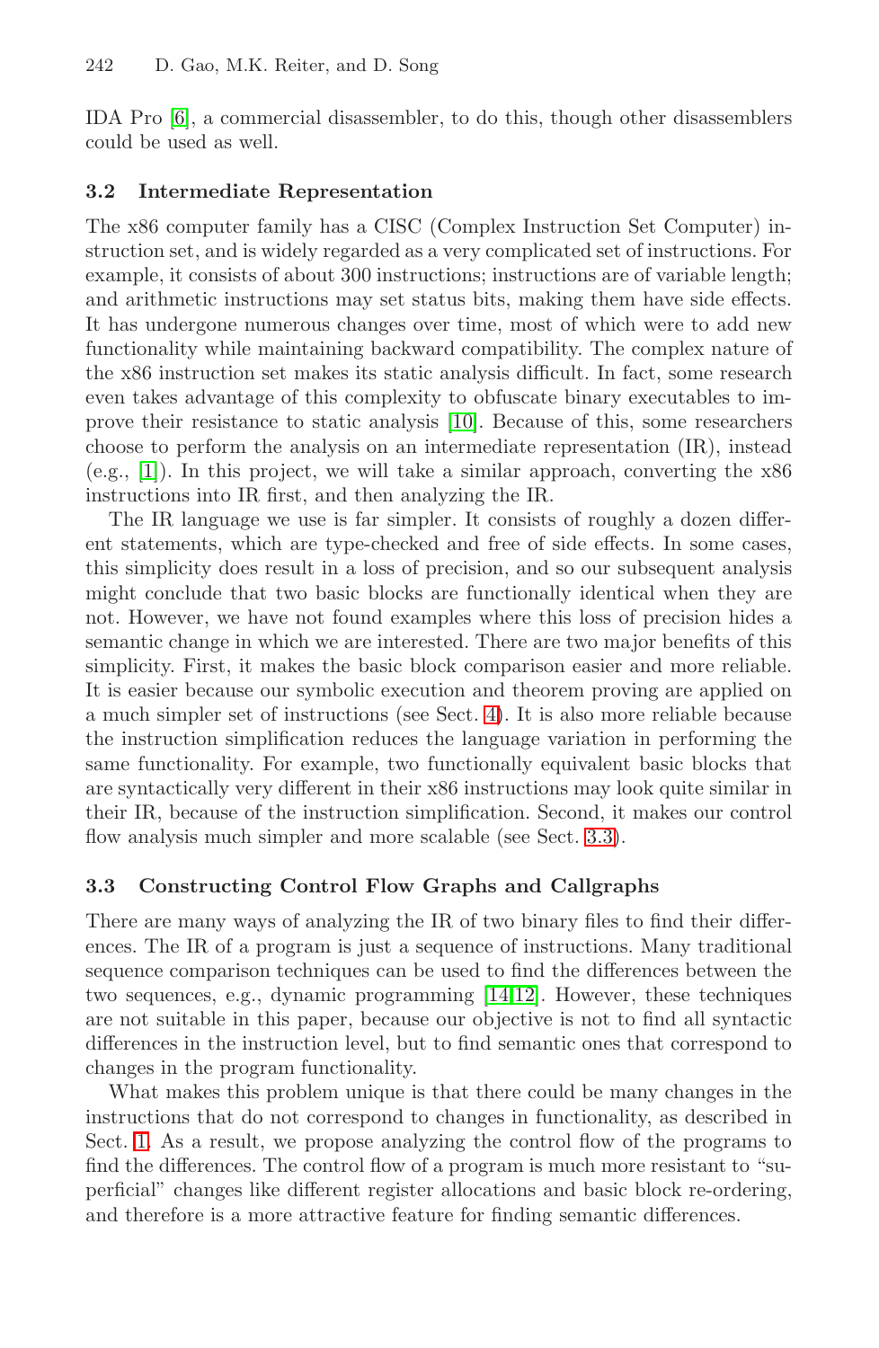IDA Pro [6], a commercial disassembler, to do this, though other disassemblers could be used as well.

### 3.2 Intermediate Representation

The x86 computer family has a CISC (Complex Instruction Set Computer) instruction set, and is widely regarded as a very complicated set of instructions. For example, it consists of about 300 instructions; instructions are of variable length; and arithmetic instructions may set status bits, making them have side effects. It has undergone numerous changes over time, most of which were to add new functionality while maintaining backward compatibility. The complex nature of the x86 instruction set makes its static analysis difficult. In fact, some research even takes advantage of this complexity to obfuscate binary executables to improve their resistance to static analysis [10]. Because of this, some researchers choose to perform the analysis on an intermediate representation (IR), instead (e.g., [1]). In this project, we will take a similar approach, converting the x86 instructions into IR first, and then analyzing the IR.

The IR language we use is far simpler. It consists of roughly a dozen different statements, which are type-checked and free of side effects. In some cases, this simplicity does result in a loss of precision, and so our subsequent analysis might conclude that two basic blocks are functionally identical when they are not. However, we have not found examples where this loss of precision hides a semantic change in which we are interested. There are two major benefits of this simplicity. First, it makes the basic block comparison easier and more reliable. It is easier because our symbolic execution and theorem proving are applied on a much simpler set of instructions (see Sect. 4). It is also more reliable because the instruction simplification reduces the language variation in performing the same functionality. For example, two functionally equivalent basic blocks that are syntactically very different in their x86 instructions may look quite similar in their IR, because of the instruction simplification. Second, it makes our control flow analysis much simpler and more scalable (see Sect. 3.3).

### 3.3 Constructing Control Flow Graphs and Callgraphs

There are many ways of analyzing the IR of two binary files to find their differences. The IR of a program is just a sequence of instructions. Many traditional sequence comparison techniques can be used to find the differences between the two sequences, e.g., dynamic programming [14,12]. However, these techniques are not suitable in this paper, because our objective is not to find all syntactic differences in the instruction level, but to find semantic ones that correspond to changes in the program functionality.

What makes this problem unique is that there could be many changes in the instructions that do not correspond to changes in functionality, as described in Sect. 1. As a result, we propose analyzing the control flow of the programs to find the differences. The control flow of a program is much more resistant to "superficial" changes like different register allocations and basic block re-ordering, and therefore is a more attractive feature for finding semantic differences.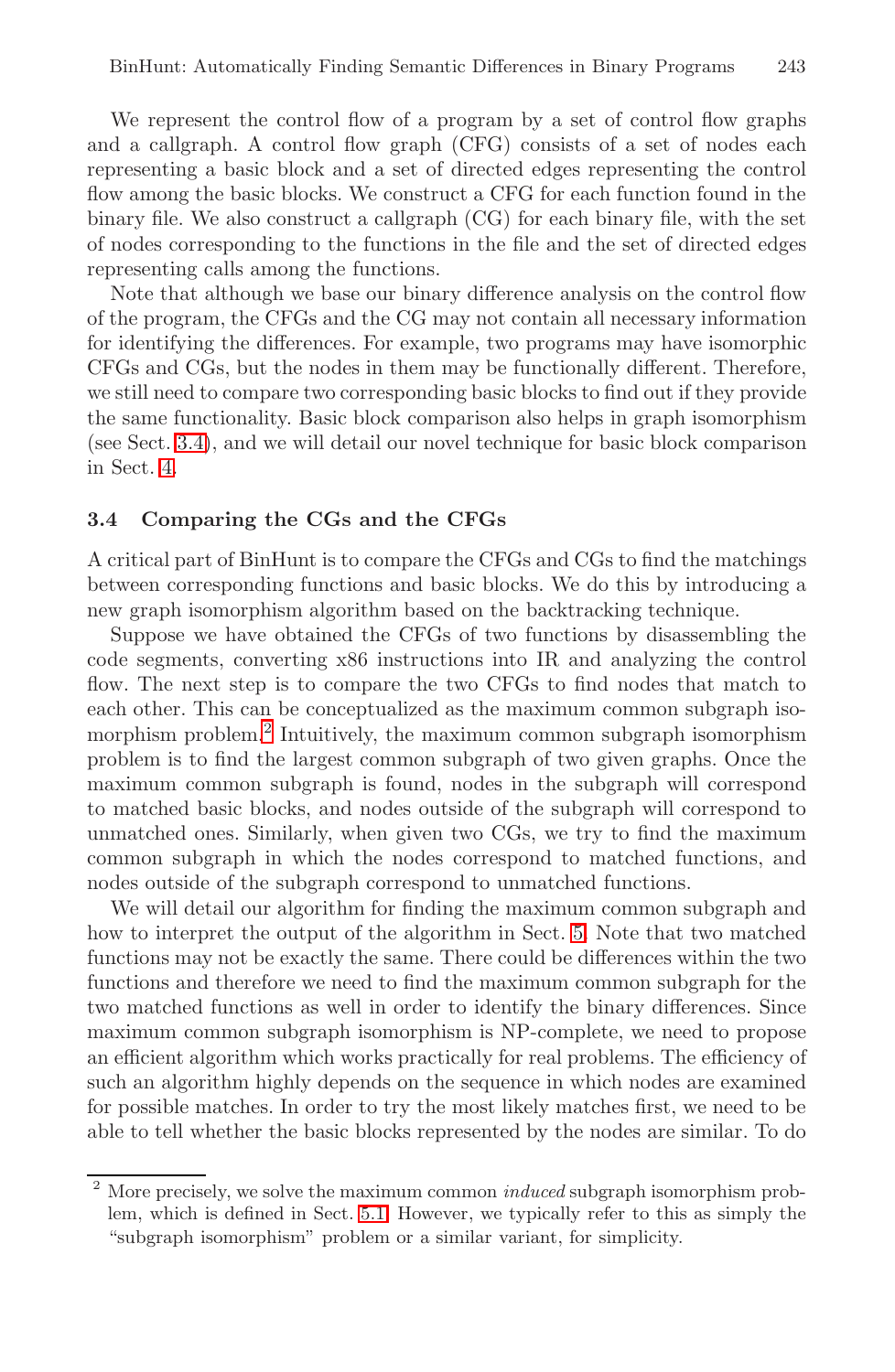We represent the control flow of a program by a set of control flow graphs and a callgraph. A control flow graph (CFG) consists of a set of nodes each representing a basic block and a set of directed edges representing the control flow among the basic blocks. We construct a CFG for each function found in the binary file. We also construct a callgraph (CG) for each binary file, with the set of nodes corresponding to the functions in the file and the set of directed edges representing calls among the functions.

Note that although we base our binary difference analysis on the control flow of the program, the CFGs and the CG may not contain all necessary information for identifying the differences. For example, two programs may have isomorphic CFGs and CGs, but the nodes in them may be functionally different. Therefore, we still need to compare two corresponding basic blocks to find out if they provide the same functionality. Basic block comparison also helps in graph isomorphism (see Sect. 3.4), and we will detail our novel technique for basic block comparison in Sect. 4.

### 3.4 Comparing the CGs and the CFGs

A critical part of BinHunt is to compare the CFGs and CGs to find the matchings between corresponding functions and basic blocks. We do this by introducing a new graph isomorphism algorithm based on the backtracking technique.

Suppose we have obtained the CFGs of two functions by disassembling the code segments, converting x86 instructions into IR and analyzing the control flow. The next step is to compare the two CFGs to find nodes that match to each other. This can be conceptualized as the maximum common subgraph isomorphism problem.[2] Intuitively, the maximum common subgraph isomorphism problem is to find the largest common subgraph of two given graphs. Once the maximum common subgraph is found, nodes in the subgraph will correspond to matched basic blocks, and nodes outside of the subgraph will correspond to unmatched ones. Similarly, when given two CGs, we try to find the maximum common subgraph in which the nodes correspond to matched functions, and nodes outside of the subgraph correspond to unmatched functions.

We will detail our algorithm for finding the maximum common subgraph and how to interpret the output of the algorithm in Sect. 5. Note that two matched functions may not be exactly the same. There could be differences within the two functions and therefore we need to find the maximum common subgraph for the two matched functions as well in order to identify the binary differences. Since maximum common subgraph isomorphism is NP-complete, we need to propose an efficient algorithm which works practically for real problems. The efficiency of such an algorithm highly depends on the sequence in which nodes are examined for possible matches. In order to try the most likely matches first, we need to be able to tell whether the basic blocks represented by the nodes are similar. To do

---

[2] More precisely, we solve the maximum common *induced* subgraph isomorphism problem, which is defined in Sect. 5.1. However, we typically refer to this as simply the "subgraph isomorphism" problem or a similar variant, for simplicity.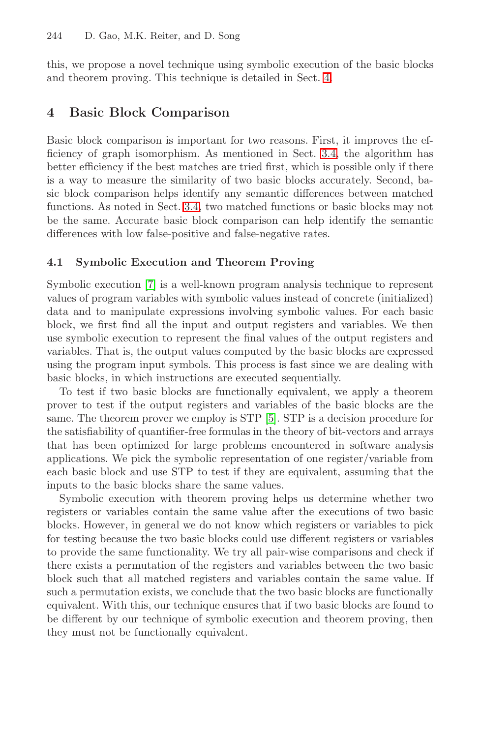this, we propose a novel technique using symbolic execution of the basic blocks and theorem proving. This technique is detailed in Sect. 4.

## 4 Basic Block Comparison

Basic block comparison is important for two reasons. First, it improves the efficiency of graph isomorphism. As mentioned in Sect. 3.4, the algorithm has better efficiency if the best matches are tried first, which is possible only if there is a way to measure the similarity of two basic blocks accurately. Second, basic block comparison helps identify any semantic differences between matched functions. As noted in Sect. 3.4, two matched functions or basic blocks may not be the same. Accurate basic block comparison can help identify the semantic differences with low false-positive and false-negative rates.

### 4.1 Symbolic Execution and Theorem Proving

Symbolic execution [7] is a well-known program analysis technique to represent values of program variables with symbolic values instead of concrete (initialized) data and to manipulate expressions involving symbolic values. For each basic block, we first find all the input and output registers and variables. We then use symbolic execution to represent the final values of the output registers and variables. That is, the output values computed by the basic blocks are expressed using the program input symbols. This process is fast since we are dealing with basic blocks, in which instructions are executed sequentially.

To test if two basic blocks are functionally equivalent, we apply a theorem prover to test if the output registers and variables of the basic blocks are the same. The theorem prover we employ is STP [5]. STP is a decision procedure for the satisfiability of quantifier-free formulas in the theory of bit-vectors and arrays that has been optimized for large problems encountered in software analysis applications. We pick the symbolic representation of one register/variable from each basic block and use STP to test if they are equivalent, assuming that the inputs to the basic blocks share the same values.

Symbolic execution with theorem proving helps us determine whether two registers or variables contain the same value after the executions of two basic blocks. However, in general we do not know which registers or variables to pick for testing because the two basic blocks could use different registers or variables to provide the same functionality. We try all pair-wise comparisons and check if there exists a permutation of the registers and variables between the two basic block such that all matched registers and variables contain the same value. If such a permutation exists, we conclude that the two basic blocks are functionally equivalent. With this, our technique ensures that if two basic blocks are found to be different by our technique of symbolic execution and theorem proving, then they must not be functionally equivalent.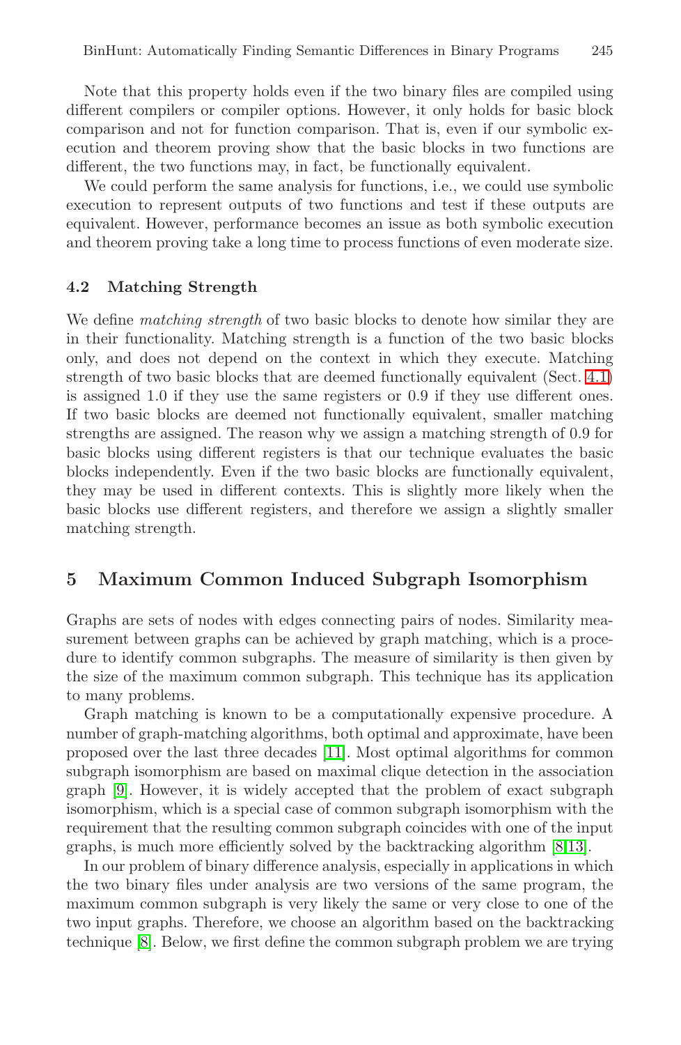Note that this property holds even if the two binary files are compiled using different compilers or compiler options. However, it only holds for basic block comparison and not for function comparison. That is, even if our symbolic execution and theorem proving show that the basic blocks in two functions are different, the two functions may, in fact, be functionally equivalent.

We could perform the same analysis for functions, i.e., we could use symbolic execution to represent outputs of two functions and test if these outputs are equivalent. However, performance becomes an issue as both symbolic execution and theorem proving take a long time to process functions of even moderate size.

### 4.2 Matching Strength

We define *matching strength* of two basic blocks to denote how similar they are in their functionality. Matching strength is a function of the two basic blocks only, and does not depend on the context in which they execute. Matching strength of two basic blocks that are deemed functionally equivalent (Sect. 4.1) is assigned 1.0 if they use the same registers or 0.9 if they use different ones. If two basic blocks are deemed not functionally equivalent, smaller matching strengths are assigned. The reason why we assign a matching strength of 0.9 for basic blocks using different registers is that our technique evaluates the basic blocks independently. Even if the two basic blocks are functionally equivalent, they may be used in different contexts. This is slightly more likely when the basic blocks use different registers, and therefore we assign a slightly smaller matching strength.

## 5 Maximum Common Induced Subgraph Isomorphism

Graphs are sets of nodes with edges connecting pairs of nodes. Similarity measurement between graphs can be achieved by graph matching, which is a procedure to identify common subgraphs. The measure of similarity is then given by the size of the maximum common subgraph. This technique has its application to many problems.

Graph matching is known to be a computationally expensive procedure. A number of graph-matching algorithms, both optimal and approximate, have been proposed over the last three decades [11]. Most optimal algorithms for common subgraph isomorphism are based on maximal clique detection in the association graph [9]. However, it is widely accepted that the problem of exact subgraph isomorphism, which is a special case of common subgraph isomorphism with the requirement that the resulting common subgraph coincides with one of the input graphs, is much more efficiently solved by the backtracking algorithm [8,13].

In our problem of binary difference analysis, especially in applications in which the two binary files under analysis are two versions of the same program, the maximum common subgraph is very likely the same or very close to one of the two input graphs. Therefore, we choose an algorithm based on the backtracking technique [8]. Below, we first define the common subgraph problem we are trying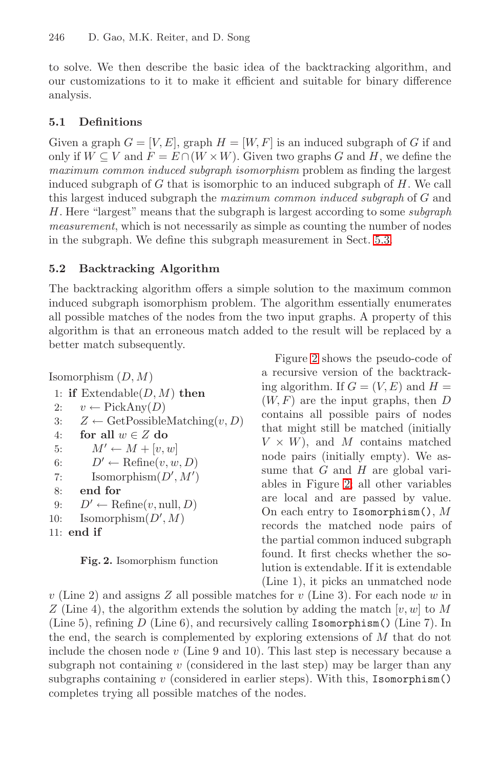to solve. We then describe the basic idea of the backtracking algorithm, and our customizations to it to make it efficient and suitable for binary difference analysis.

### 5.1 Definitions

Given a graph $G = [V, E]$, graph $H = [W, F]$ is an induced subgraph of $G$ if and only if $W \subseteq V$ and $F = E \cap (W \times W)$. Given two graphs $G$ and $H$, we define the *maximum common induced subgraph isomorphism* problem as finding the largest induced subgraph of $G$ that is isomorphic to an induced subgraph of $H$. We call this largest induced subgraph the *maximum common induced subgraph* of $G$ and $H$. Here "largest" means that the subgraph is largest according to some *subgraph measurement*, which is not necessarily as simple as counting the number of nodes in the subgraph. We define this subgraph measurement in Sect. 5.3.

### 5.2 Backtracking Algorithm

The backtracking algorithm offers a simple solution to the maximum common induced subgraph isomorphism problem. The algorithm essentially enumerates all possible matches of the nodes from the two input graphs. A property of this algorithm is that an erroneous match added to the result will be replaced by a better match subsequently.

```
Isomorphism (D, M)
 1: if Extendable(D, M) then
 2:    v ← PickAny(D)
 3:    Z ← GetPossibleMatching(v, D)
 4:    for all w ∈ Z do
 5:       M′ ← M + [v, w]
 6:       D′ ← Refine(v, w, D)
 7:       Isomorphism(D′, M′)
 8:    end for
 9:    D′ ← Refine(v, null, D)
10:    Isomorphism(D′, M)
11: end if
```

**Fig. 2.** Isomorphism function

Figure 2 shows the pseudo-code of a recursive version of the backtracking algorithm. If $G = (V, E)$ and $H = (W, F)$ are the input graphs, then $D$ contains all possible pairs of nodes that might still be matched (initially $V \times W$), and $M$ contains matched node pairs (initially empty). We assume that $G$ and $H$ are global variables in Figure 2; all other variables are local and are passed by value. On each entry to `Isomorphism()`, $M$ records the matched node pairs of the partial common induced subgraph found. It first checks whether the solution is extendable. If it is extendable (Line 1), it picks an unmatched node $v$ (Line 2) and assigns $Z$ all possible matches for $v$ (Line 3). For each node $w$ in $Z$ (Line 4), the algorithm extends the solution by adding the match $[v, w]$ to $M$ (Line 5), refining $D$ (Line 6), and recursively calling `Isomorphism()` (Line 7). In the end, the search is complemented by exploring extensions of $M$ that do not include the chosen node $v$ (Line 9 and 10). This last step is necessary because a subgraph not containing $v$ (considered in the last step) may be larger than any subgraphs containing $v$ (considered in earlier steps). With this, `Isomorphism()` completes trying all possible matches of the nodes.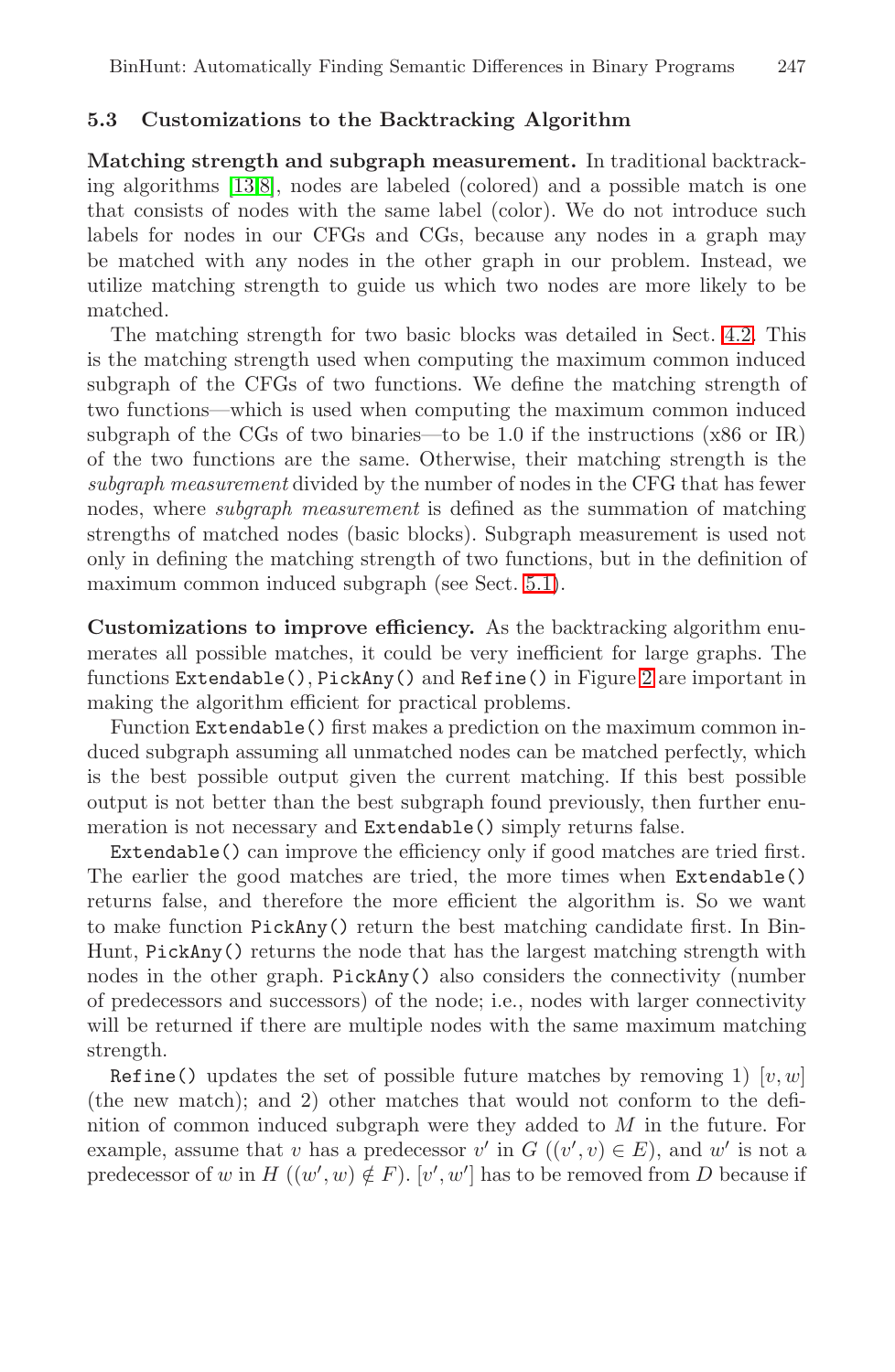### 5.3 Customizations to the Backtracking Algorithm

**Matching strength and subgraph measurement.** In traditional backtracking algorithms [13,8], nodes are labeled (colored) and a possible match is one that consists of nodes with the same label (color). We do not introduce such labels for nodes in our CFGs and CGs, because any nodes in a graph may be matched with any nodes in the other graph in our problem. Instead, we utilize matching strength to guide us which two nodes are more likely to be matched.

The matching strength for two basic blocks was detailed in Sect. 4.2. This is the matching strength used when computing the maximum common induced subgraph of the CFGs of two functions. We define the matching strength of two functions—which is used when computing the maximum common induced subgraph of the CGs of two binaries—to be 1.0 if the instructions (x86 or IR) of the two functions are the same. Otherwise, their matching strength is the *subgraph measurement* divided by the number of nodes in the CFG that has fewer nodes, where *subgraph measurement* is defined as the summation of matching strengths of matched nodes (basic blocks). Subgraph measurement is used not only in defining the matching strength of two functions, but in the definition of maximum common induced subgraph (see Sect. 5.1).

**Customizations to improve efficiency.** As the backtracking algorithm enumerates all possible matches, it could be very inefficient for large graphs. The functions `Extendable()`, `PickAny()` and `Refine()` in Figure 2 are important in making the algorithm efficient for practical problems.

Function `Extendable()` first makes a prediction on the maximum common induced subgraph assuming all unmatched nodes can be matched perfectly, which is the best possible output given the current matching. If this best possible output is not better than the best subgraph found previously, then further enumeration is not necessary and `Extendable()` simply returns false.

`Extendable()` can improve the efficiency only if good matches are tried first. The earlier the good matches are tried, the more times when `Extendable()` returns false, and therefore the more efficient the algorithm is. So we want to make function `PickAny()` return the best matching candidate first. In BinHunt, `PickAny()` returns the node that has the largest matching strength with nodes in the other graph. `PickAny()` also considers the connectivity (number of predecessors and successors) of the node; i.e., nodes with larger connectivity will be returned if there are multiple nodes with the same maximum matching strength.

`Refine()` updates the set of possible future matches by removing 1) $[v, w]$ (the new match); and 2) other matches that would not conform to the definition of common induced subgraph were they added to $M$ in the future. For example, assume that $v$ has a predecessor $v'$ in $G$ ($(v', v) \in E$), and $w'$ is not a predecessor of $w$ in $H$ ($(w', w) \notin F$). $[v', w']$ has to be removed from $D$ because if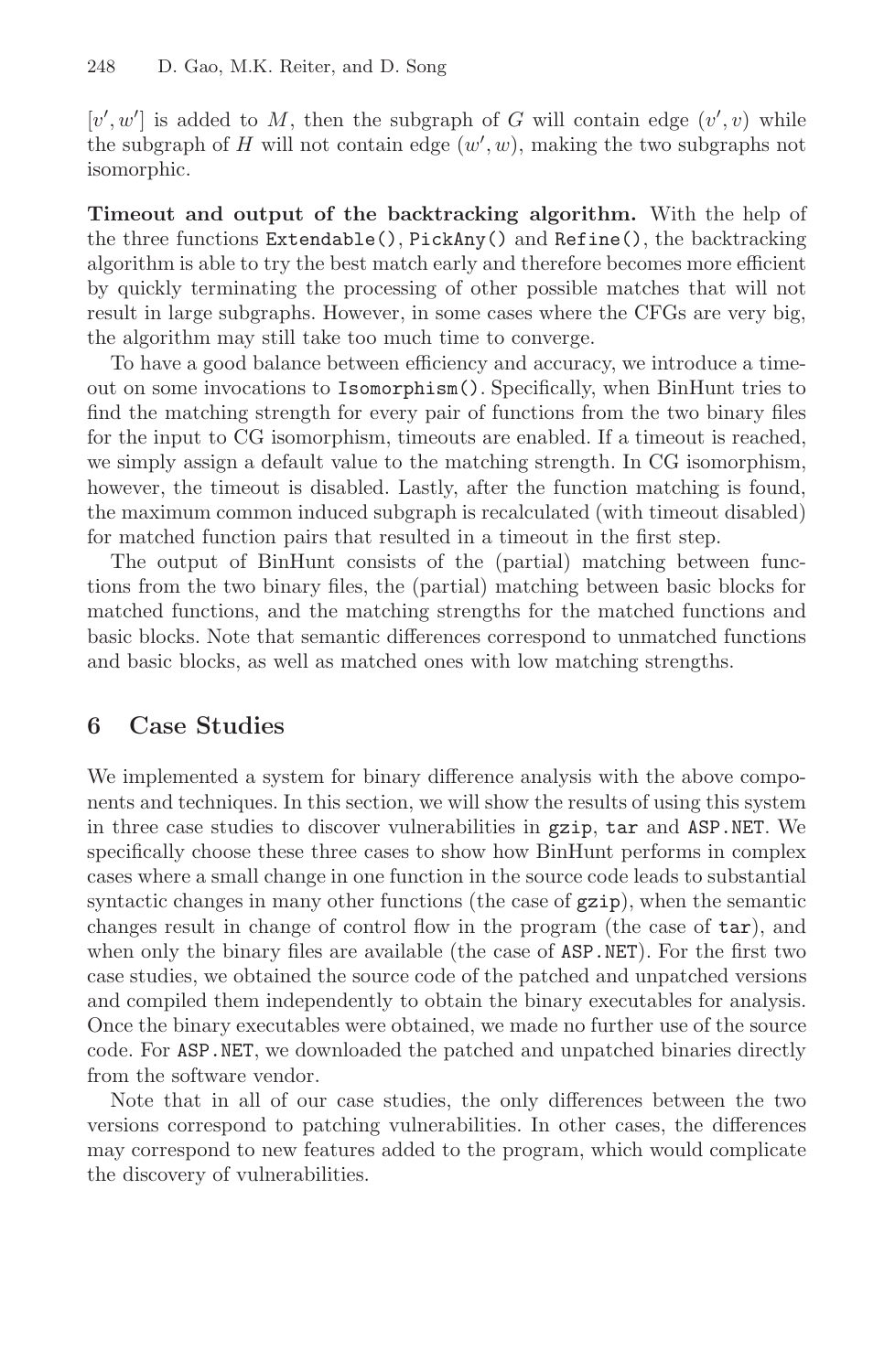$[v', w']$ is added to $M$, then the subgraph of $G$ will contain edge $(v', v)$ while the subgraph of $H$ will not contain edge $(w', w)$, making the two subgraphs not isomorphic.

**Timeout and output of the backtracking algorithm.** With the help of the three functions `Extendable()`, `PickAny()` and `Refine()`, the backtracking algorithm is able to try the best match early and therefore becomes more efficient by quickly terminating the processing of other possible matches that will not result in large subgraphs. However, in some cases where the CFGs are very big, the algorithm may still take too much time to converge.

To have a good balance between efficiency and accuracy, we introduce a timeout on some invocations to `Isomorphism()`. Specifically, when BinHunt tries to find the matching strength for every pair of functions from the two binary files for the input to CG isomorphism, timeouts are enabled. If a timeout is reached, we simply assign a default value to the matching strength. In CG isomorphism, however, the timeout is disabled. Lastly, after the function matching is found, the maximum common induced subgraph is recalculated (with timeout disabled) for matched function pairs that resulted in a timeout in the first step.

The output of BinHunt consists of the (partial) matching between functions from the two binary files, the (partial) matching between basic blocks for matched functions, and the matching strengths for the matched functions and basic blocks. Note that semantic differences correspond to unmatched functions and basic blocks, as well as matched ones with low matching strengths.

## 6 Case Studies

We implemented a system for binary difference analysis with the above components and techniques. In this section, we will show the results of using this system in three case studies to discover vulnerabilities in `gzip`, `tar` and `ASP.NET`. We specifically choose these three cases to show how BinHunt performs in complex cases where a small change in one function in the source code leads to substantial syntactic changes in many other functions (the case of `gzip`), when the semantic changes result in change of control flow in the program (the case of `tar`), and when only the binary files are available (the case of `ASP.NET`). For the first two case studies, we obtained the source code of the patched and unpatched versions and compiled them independently to obtain the binary executables for analysis. Once the binary executables were obtained, we made no further use of the source code. For `ASP.NET`, we downloaded the patched and unpatched binaries directly from the software vendor.

Note that in all of our case studies, the only differences between the two versions correspond to patching vulnerabilities. In other cases, the differences may correspond to new features added to the program, which would complicate the discovery of vulnerabilities.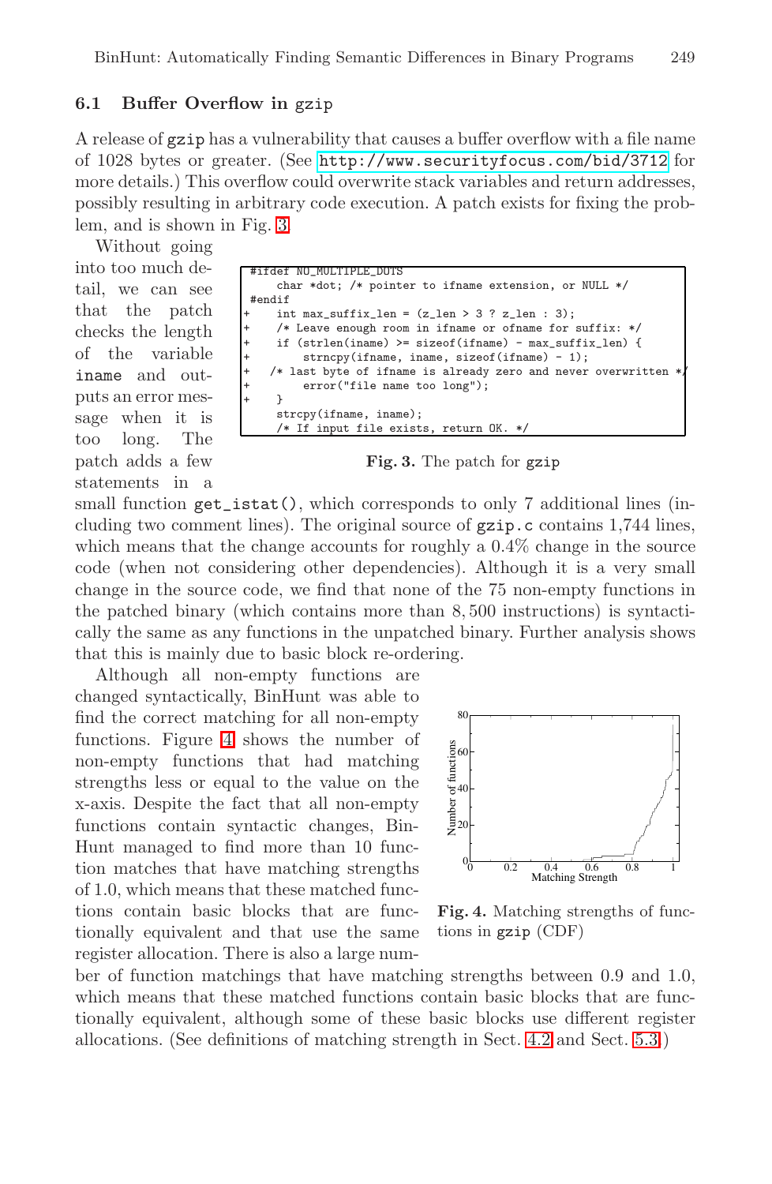### 6.1 Buffer Overflow in gzip

A release of gzip has a vulnerability that causes a buffer overflow with a file name of 1028 bytes or greater. (See http://www.securityfocus.com/bid/3712 for more details.) This overflow could overwrite stack variables and return addresses, possibly resulting in arbitrary code execution. A patch exists for fixing the problem, and is shown in Fig. 3.

```
#ifdef NO_MULTIPLE_DOTS
    char *dot; /* pointer to ifname extension, or NULL */
#endif
+   int max_suffix_len = (z_len > 3 ? z_len : 3);
+   /* Leave enough room in ifname or ofname for suffix: */
+   if (strlen(iname) >= sizeof(ifname) - max_suffix_len) {
+       strncpy(ifname, iname, sizeof(ifname) - 1);
+   /* last byte of ifname is already zero and never overwritten */
+       error("file name too long");
+   }
    strcpy(ifname, iname);
    /* If input file exists, return OK. */
```

**Fig. 3.** The patch for gzip

Without going into too much detail, we can see that the patch checks the length of the variable iname and outputs an error message when it is too long. The patch adds a few statements in a small function get_istat(), which corresponds to only 7 additional lines (including two comment lines). The original source of gzip.c contains 1,744 lines, which means that the change accounts for roughly a 0.4% change in the source code (when not considering other dependencies). Although it is a very small change in the source code, we find that none of the 75 non-empty functions in the patched binary (which contains more than 8,500 instructions) is syntactically the same as any functions in the unpatched binary. Further analysis shows that this is mainly due to basic block re-ordering.

Although all non-empty functions are changed syntactically, BinHunt was able to find the correct matching for all non-empty functions. Figure 4 shows the number of non-empty functions that had matching strengths less or equal to the value on the x-axis. Despite the fact that all non-empty functions contain syntactic changes, BinHunt managed to find more than 10 function matches that have matching strengths of 1.0, which means that these matched functions contain basic blocks that are functionally equivalent and that use the same register allocation. There is also a large number of function matchings that have matching strengths between 0.9 and 1.0, which means that these matched functions contain basic blocks that are functionally equivalent, although some of these basic blocks use different register allocations. (See definitions of matching strength in Sect. 4.2 and Sect. 5.3.)

**Fig. 4.** Matching strengths of functions in gzip (CDF)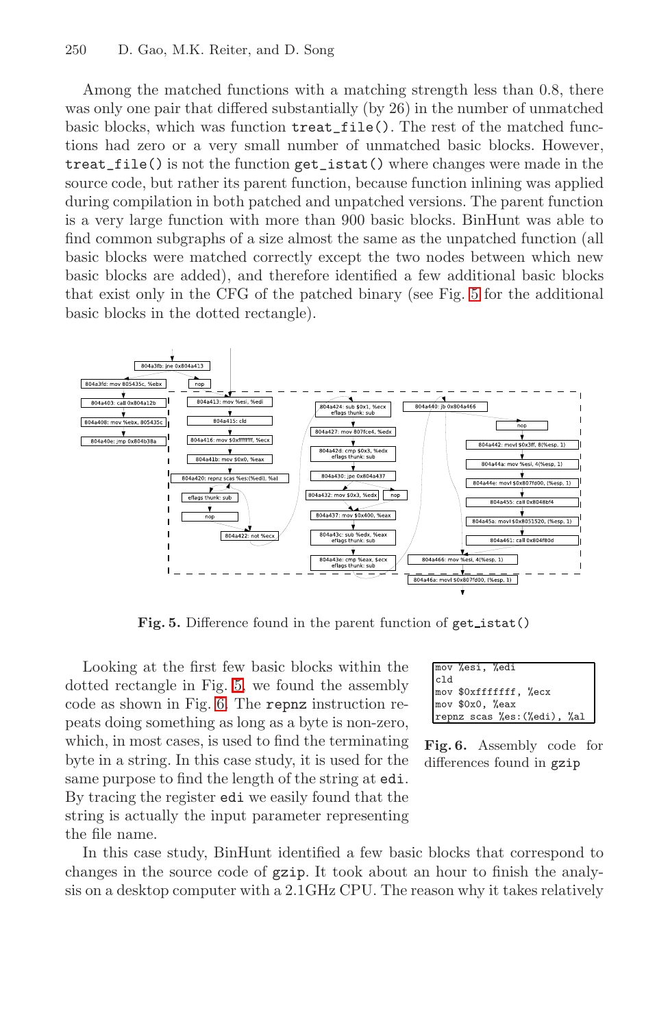Among the matched functions with a matching strength less than 0.8, there was only one pair that differed substantially (by 26) in the number of unmatched basic blocks, which was function `treat_file()`. The rest of the matched functions had zero or a very small number of unmatched basic blocks. However, `treat_file()` is not the function `get_istat()` where changes were made in the source code, but rather its parent function, because function inlining was applied during compilation in both patched and unpatched versions. The parent function is a very large function with more than 900 basic blocks. BinHunt was able to find common subgraphs of a size almost the same as the unpatched function (all basic blocks were matched correctly except the two nodes between which new basic blocks are added), and therefore identified a few additional basic blocks that exist only in the CFG of the patched binary (see Fig. 5 for the additional basic blocks in the dotted rectangle).

**Fig. 5.** Difference found in the parent function of `get_istat()`

Looking at the first few basic blocks within the dotted rectangle in Fig. 5, we found the assembly code as shown in Fig. 6. The `repnz` instruction repeats doing something as long as a byte is non-zero, which, in most cases, is used to find the terminating byte in a string. In this case study, it is used for the same purpose to find the length of the string at `edi`. By tracing the register `edi` we easily found that the string is actually the input parameter representing the file name.

```
mov %esi, %edi
cld
mov $0xffffffff, %ecx
mov $0x0, %eax
repnz scas %es:(%edi), %al
```

**Fig. 6.** Assembly code for differences found in `gzip`

In this case study, BinHunt identified a few basic blocks that correspond to changes in the source code of `gzip`. It took about an hour to finish the analysis on a desktop computer with a 2.1GHz CPU. The reason why it takes relatively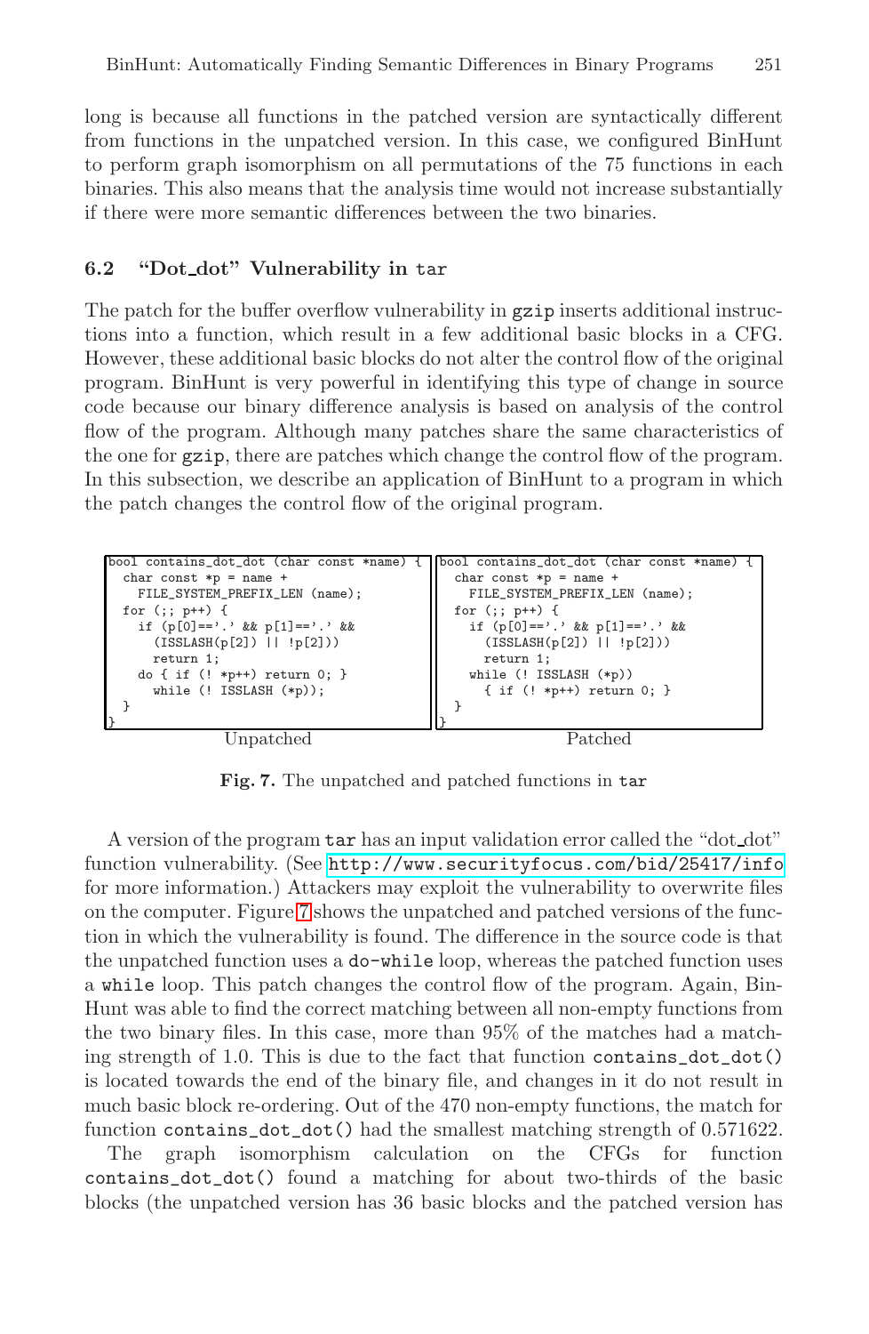long is because all functions in the patched version are syntactically different from functions in the unpatched version. In this case, we configured BinHunt to perform graph isomorphism on all permutations of the 75 functions in each binaries. This also means that the analysis time would not increase substantially if there were more semantic differences between the two binaries.

### 6.2 "Dot_dot" Vulnerability in tar

The patch for the buffer overflow vulnerability in gzip inserts additional instructions into a function, which result in a few additional basic blocks in a CFG. However, these additional basic blocks do not alter the control flow of the original program. BinHunt is very powerful in identifying this type of change in source code because our binary difference analysis is based on analysis of the control flow of the program. Although many patches share the same characteristics of the one for gzip, there are patches which change the control flow of the program. In this subsection, we describe an application of BinHunt to a program in which the patch changes the control flow of the original program.

Unpatched:

```
bool contains_dot_dot (char const *name) {
  char const *p = name +
    FILE_SYSTEM_PREFIX_LEN (name);
  for (;; p++) {
    if (p[0]=='.' && p[1]=='.' &&
      (ISSLASH(p[2]) || !p[2]))
      return 1;
    do { if (! *p++) return 0; }
      while (! ISSLASH (*p));
  }
}
```

Patched:

```
bool contains_dot_dot (char const *name) {
  char const *p = name +
    FILE_SYSTEM_PREFIX_LEN (name);
  for (;; p++) {
    if (p[0]=='.' && p[1]=='.' &&
      (ISSLASH(p[2]) || !p[2]))
      return 1;
    while (! ISSLASH (*p))
      { if (! *p++) return 0; }
  }
}
```

**Fig. 7.** The unpatched and patched functions in tar

A version of the program tar has an input validation error called the "dot_dot" function vulnerability. (See http://www.securityfocus.com/bid/25417/info for more information.) Attackers may exploit the vulnerability to overwrite files on the computer. Figure 7 shows the unpatched and patched versions of the function in which the vulnerability is found. The difference in the source code is that the unpatched function uses a do-while loop, whereas the patched function uses a while loop. This patch changes the control flow of the program. Again, BinHunt was able to find the correct matching between all non-empty functions from the two binary files. In this case, more than 95% of the matches had a matching strength of 1.0. This is due to the fact that function contains_dot_dot() is located towards the end of the binary file, and changes in it do not result in much basic block re-ordering. Out of the 470 non-empty functions, the match for function contains_dot_dot() had the smallest matching strength of 0.571622.

The graph isomorphism calculation on the CFGs for function contains_dot_dot() found a matching for about two-thirds of the basic blocks (the unpatched version has 36 basic blocks and the patched version has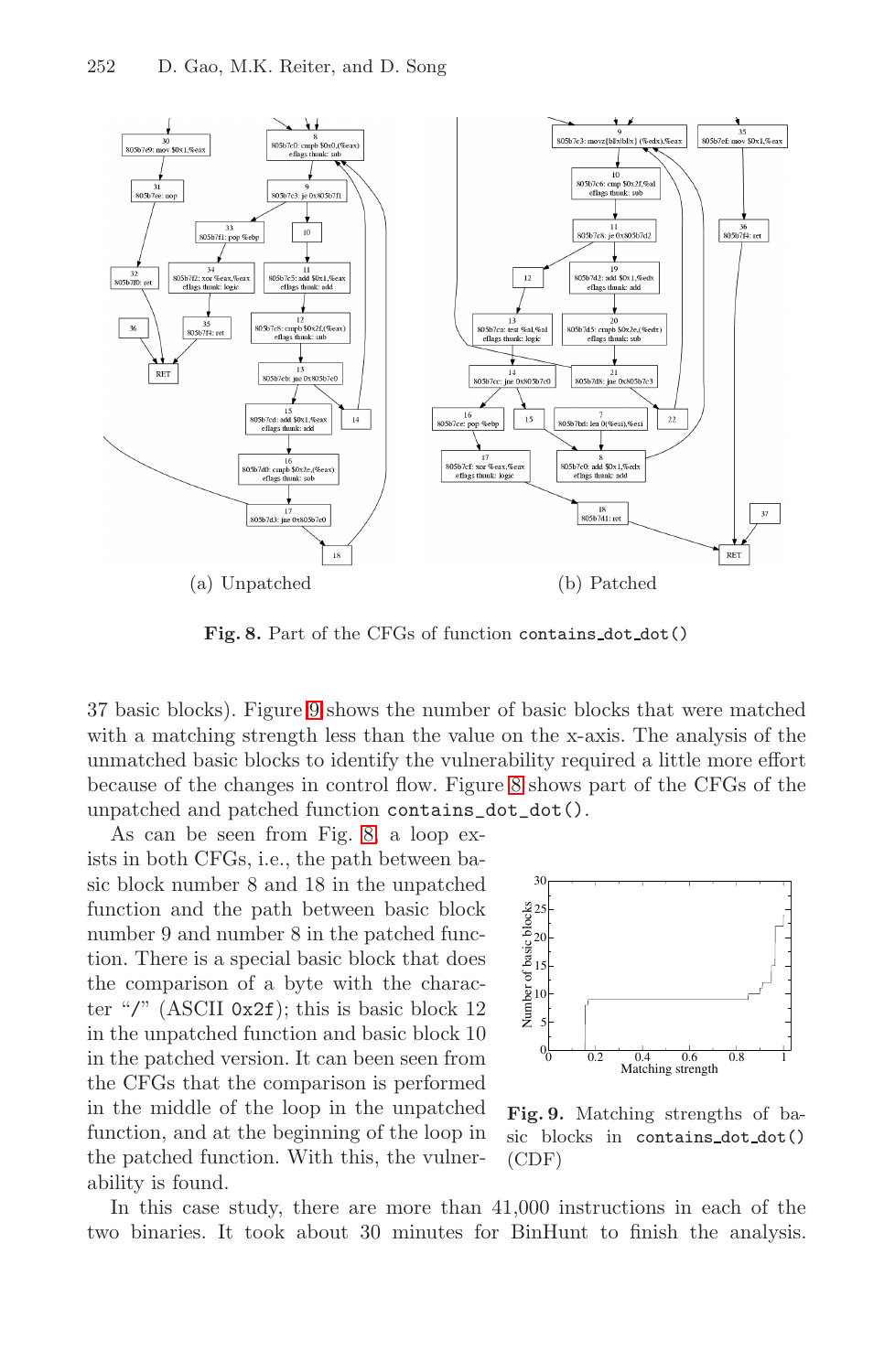(a) Unpatched

(b) Patched

**Fig. 8.** Part of the CFGs of function `contains_dot_dot()`

37 basic blocks). Figure 9 shows the number of basic blocks that were matched with a matching strength less than the value on the x-axis. The analysis of the unmatched basic blocks to identify the vulnerability required a little more effort because of the changes in control flow. Figure 8 shows part of the CFGs of the unpatched and patched function `contains_dot_dot()`.

As can be seen from Fig. 8, a loop exists in both CFGs, i.e., the path between basic block number 8 and 18 in the unpatched function and the path between basic block number 9 and number 8 in the patched function. There is a special basic block that does the comparison of a byte with the character "/" (ASCII `0x2f`); this is basic block 12 in the unpatched function and basic block 10 in the patched version. It can been seen from the CFGs that the comparison is performed in the middle of the loop in the unpatched function, and at the beginning of the loop in the patched function. With this, the vulnerability is found.

**Fig. 9.** Matching strengths of basic blocks in `contains_dot_dot()` (CDF)

In this case study, there are more than 41,000 instructions in each of the two binaries. It took about 30 minutes for BinHunt to finish the analysis.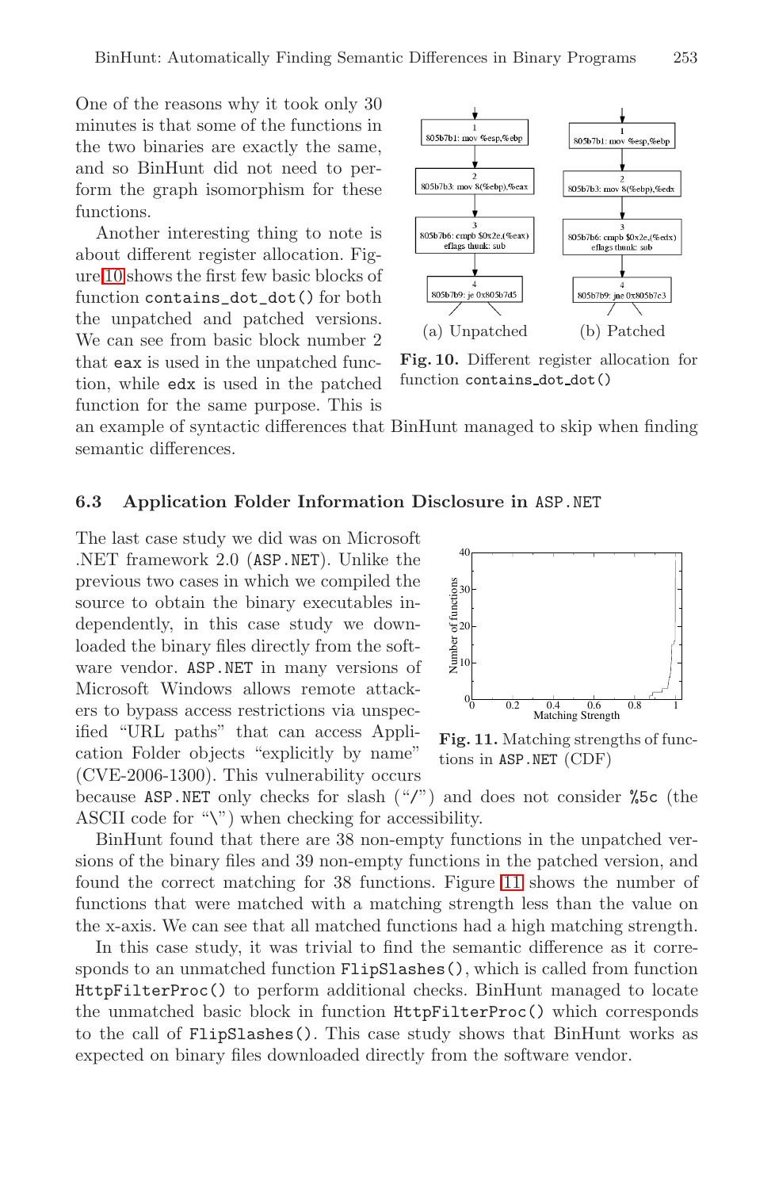One of the reasons why it took only 30 minutes is that some of the functions in the two binaries are exactly the same, and so BinHunt did not need to perform the graph isomorphism for these functions.

Another interesting thing to note is about different register allocation. Figure 10 shows the first few basic blocks of function `contains_dot_dot()` for both the unpatched and patched versions. We can see from basic block number 2 that `eax` is used in the unpatched function, while `edx` is used in the patched function for the same purpose. This is an example of syntactic differences that BinHunt managed to skip when finding semantic differences.

(a) Unpatched (b) Patched

**Fig. 10.** Different register allocation for function `contains_dot_dot()`

### 6.3 Application Folder Information Disclosure in ASP.NET

The last case study we did was on Microsoft .NET framework 2.0 (ASP.NET). Unlike the previous two cases in which we compiled the source to obtain the binary executables independently, in this case study we downloaded the binary files directly from the software vendor. ASP.NET in many versions of Microsoft Windows allows remote attackers to bypass access restrictions via unspecified "URL paths" that can access Application Folder objects "explicitly by name" (CVE-2006-1300). This vulnerability occurs because ASP.NET only checks for slash ("/") and does not consider %5c (the ASCII code for "\") when checking for accessibility.

**Fig. 11.** Matching strengths of functions in ASP.NET (CDF)

BinHunt found that there are 38 non-empty functions in the unpatched versions of the binary files and 39 non-empty functions in the patched version, and found the correct matching for 38 functions. Figure 11 shows the number of functions that were matched with a matching strength less than the value on the x-axis. We can see that all matched functions had a high matching strength.

In this case study, it was trivial to find the semantic difference as it corresponds to an unmatched function `FlipSlashes()`, which is called from function `HttpFilterProc()` to perform additional checks. BinHunt managed to locate the unmatched basic block in function `HttpFilterProc()` which corresponds to the call of `FlipSlashes()`. This case study shows that BinHunt works as expected on binary files downloaded directly from the software vendor.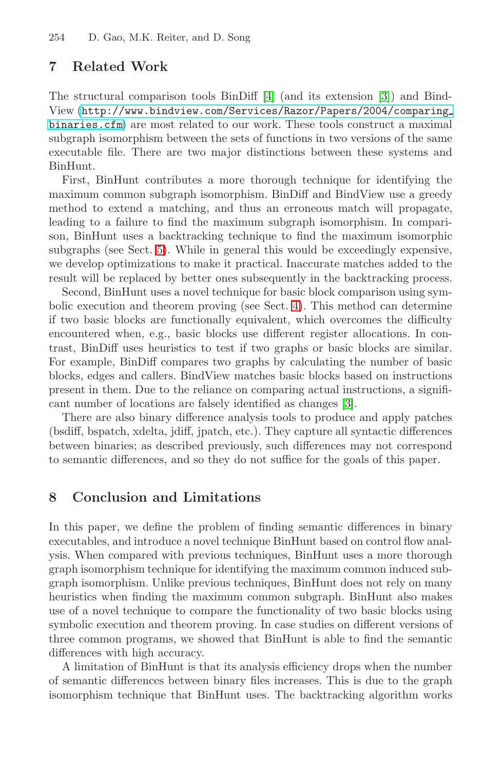## 7 Related Work

The structural comparison tools BinDiff [4] (and its extension [3]) and BindView (http://www.bindview.com/Services/Razor/Papers/2004/comparing_binaries.cfm) are most related to our work. These tools construct a maximal subgraph isomorphism between the sets of functions in two versions of the same executable file. There are two major distinctions between these systems and BinHunt.

First, BinHunt contributes a more thorough technique for identifying the maximum common subgraph isomorphism. BinDiff and BindView use a greedy method to extend a matching, and thus an erroneous match will propagate, leading to a failure to find the maximum subgraph isomorphism. In comparison, BinHunt uses a backtracking technique to find the maximum isomorphic subgraphs (see Sect. 5). While in general this would be exceedingly expensive, we develop optimizations to make it practical. Inaccurate matches added to the result will be replaced by better ones subsequently in the backtracking process.

Second, BinHunt uses a novel technique for basic block comparison using symbolic execution and theorem proving (see Sect. 4). This method can determine if two basic blocks are functionally equivalent, which overcomes the difficulty encountered when, e.g., basic blocks use different register allocations. In contrast, BinDiff uses heuristics to test if two graphs or basic blocks are similar. For example, BinDiff compares two graphs by calculating the number of basic blocks, edges and callers. BindView matches basic blocks based on instructions present in them. Due to the reliance on comparing actual instructions, a significant number of locations are falsely identified as changes [3].

There are also binary difference analysis tools to produce and apply patches (bsdiff, bspatch, xdelta, jdiff, jpatch, etc.). They capture all syntactic differences between binaries; as described previously, such differences may not correspond to semantic differences, and so they do not suffice for the goals of this paper.

## 8 Conclusion and Limitations

In this paper, we define the problem of finding semantic differences in binary executables, and introduce a novel technique BinHunt based on control flow analysis. When compared with previous techniques, BinHunt uses a more thorough graph isomorphism technique for identifying the maximum common induced subgraph isomorphism. Unlike previous techniques, BinHunt does not rely on many heuristics when finding the maximum common subgraph. BinHunt also makes use of a novel technique to compare the functionality of two basic blocks using symbolic execution and theorem proving. In case studies on different versions of three common programs, we showed that BinHunt is able to find the semantic differences with high accuracy.

A limitation of BinHunt is that its analysis efficiency drops when the number of semantic differences between binary files increases. This is due to the graph isomorphism technique that BinHunt uses. The backtracking algorithm works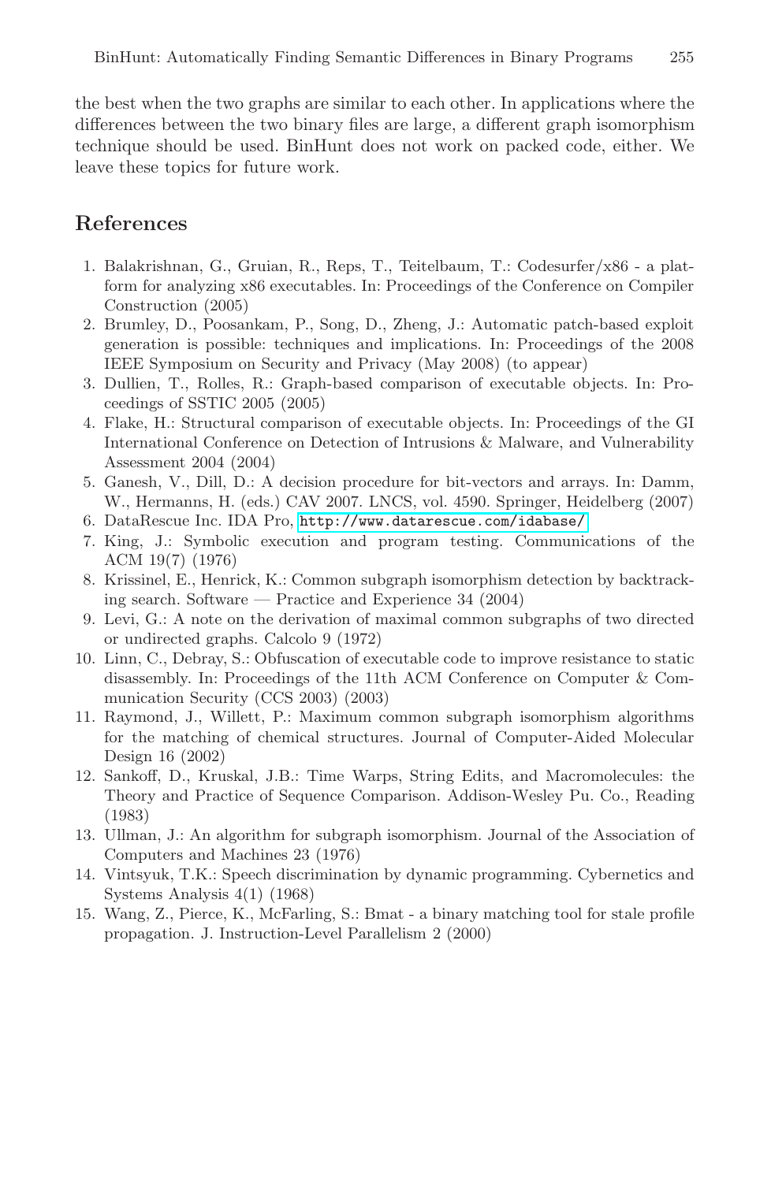the best when the two graphs are similar to each other. In applications where the differences between the two binary files are large, a different graph isomorphism technique should be used. BinHunt does not work on packed code, either. We leave these topics for future work.

## References

1. Balakrishnan, G., Gruian, R., Reps, T., Teitelbaum, T.: Codesurfer/x86 - a platform for analyzing x86 executables. In: Proceedings of the Conference on Compiler Construction (2005)
2. Brumley, D., Poosankam, P., Song, D., Zheng, J.: Automatic patch-based exploit generation is possible: techniques and implications. In: Proceedings of the 2008 IEEE Symposium on Security and Privacy (May 2008) (to appear)
3. Dullien, T., Rolles, R.: Graph-based comparison of executable objects. In: Proceedings of SSTIC 2005 (2005)
4. Flake, H.: Structural comparison of executable objects. In: Proceedings of the GI International Conference on Detection of Intrusions & Malware, and Vulnerability Assessment 2004 (2004)
5. Ganesh, V., Dill, D.: A decision procedure for bit-vectors and arrays. In: Damm, W., Hermanns, H. (eds.) CAV 2007. LNCS, vol. 4590. Springer, Heidelberg (2007)
6. DataRescue Inc. IDA Pro, http://www.datarescue.com/idabase/
7. King, J.: Symbolic execution and program testing. Communications of the ACM 19(7) (1976)
8. Krissinel, E., Henrick, K.: Common subgraph isomorphism detection by backtracking search. Software — Practice and Experience 34 (2004)
9. Levi, G.: A note on the derivation of maximal common subgraphs of two directed or undirected graphs. Calcolo 9 (1972)
10. Linn, C., Debray, S.: Obfuscation of executable code to improve resistance to static disassembly. In: Proceedings of the 11th ACM Conference on Computer & Communication Security (CCS 2003) (2003)
11. Raymond, J., Willett, P.: Maximum common subgraph isomorphism algorithms for the matching of chemical structures. Journal of Computer-Aided Molecular Design 16 (2002)
12. Sankoff, D., Kruskal, J.B.: Time Warps, String Edits, and Macromolecules: the Theory and Practice of Sequence Comparison. Addison-Wesley Pu. Co., Reading (1983)
13. Ullman, J.: An algorithm for subgraph isomorphism. Journal of the Association of Computers and Machines 23 (1976)
14. Vintsyuk, T.K.: Speech discrimination by dynamic programming. Cybernetics and Systems Analysis 4(1) (1968)
15. Wang, Z., Pierce, K., McFarling, S.: Bmat - a binary matching tool for stale profile propagation. J. Instruction-Level Parallelism 2 (2000)